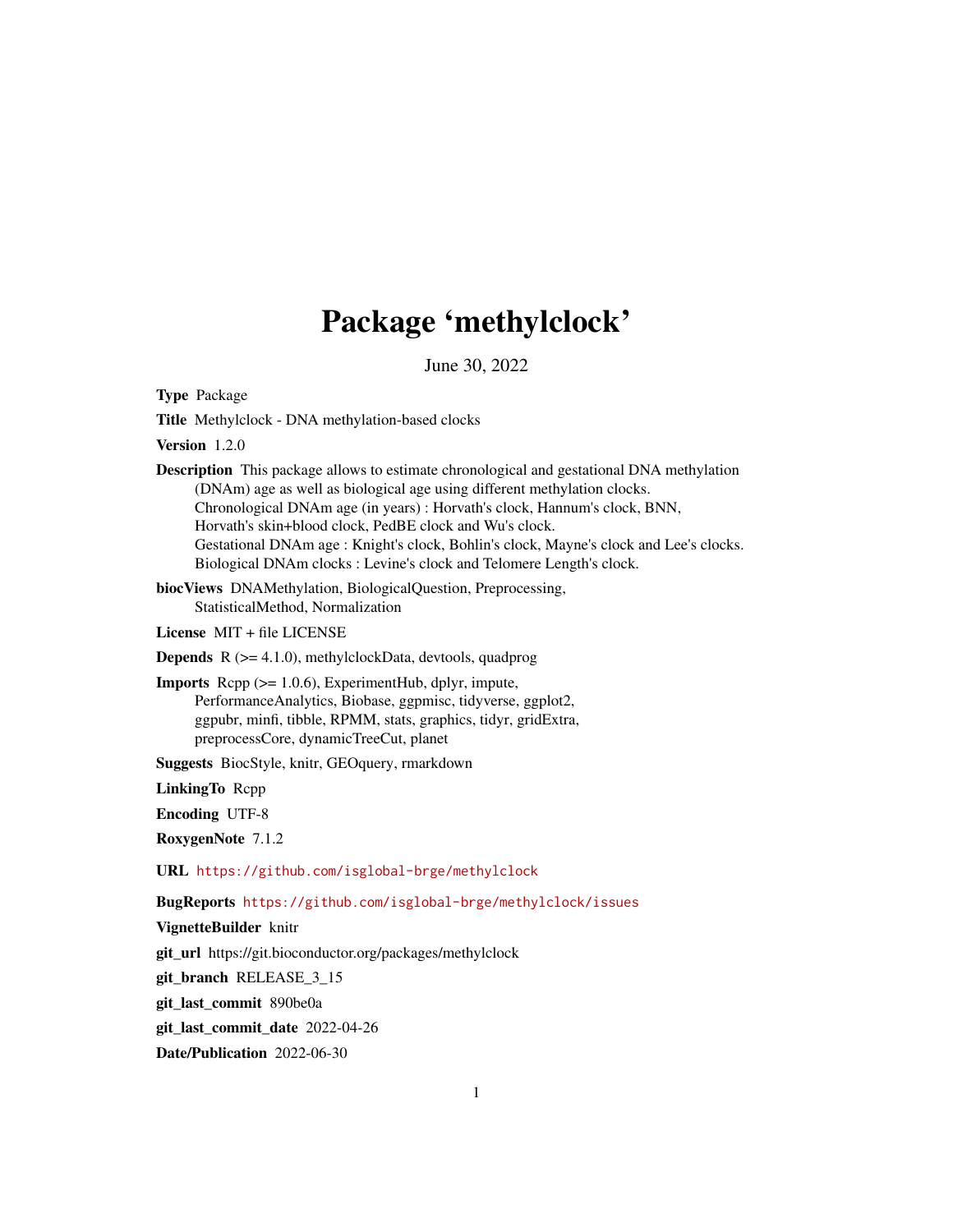# Package 'methylclock'

June 30, 2022

**Type** Package

**Title** Methylclock - DNA methylation-based clocks

**Version** 1.2.0

**Description** This package allows to estimate chronological and gestational DNA methylation (DNAm) age as well as biological age using different methylation clocks.
Chronological DNAm age (in years) : Horvath's clock, Hannum's clock, BNN, Horvath's skin+blood clock, PedBE clock and Wu's clock.
Gestational DNAm age : Knight's clock, Bohlin's clock, Mayne's clock and Lee's clocks.
Biological DNAm clocks : Levine's clock and Telomere Length's clock.

**biocViews** DNAMethylation, BiologicalQuestion, Preprocessing, StatisticalMethod, Normalization

**License** MIT + file LICENSE

**Depends** R (>= 4.1.0), methylclockData, devtools, quadprog

**Imports** Rcpp (>= 1.0.6), ExperimentHub, dplyr, impute, PerformanceAnalytics, Biobase, ggpmisc, tidyverse, ggplot2, ggpubr, minfi, tibble, RPMM, stats, graphics, tidyr, gridExtra, preprocessCore, dynamicTreeCut, planet

**Suggests** BiocStyle, knitr, GEOquery, rmarkdown

**LinkingTo** Rcpp

**Encoding** UTF-8

**RoxygenNote** 7.1.2

**URL** https://github.com/isglobal-brge/methylclock

**BugReports** https://github.com/isglobal-brge/methylclock/issues

**VignetteBuilder** knitr

**git_url** https://git.bioconductor.org/packages/methylclock

**git_branch** RELEASE_3_15

**git_last_commit** 890be0a

**git_last_commit_date** 2022-04-26

**Date/Publication** 2022-06-30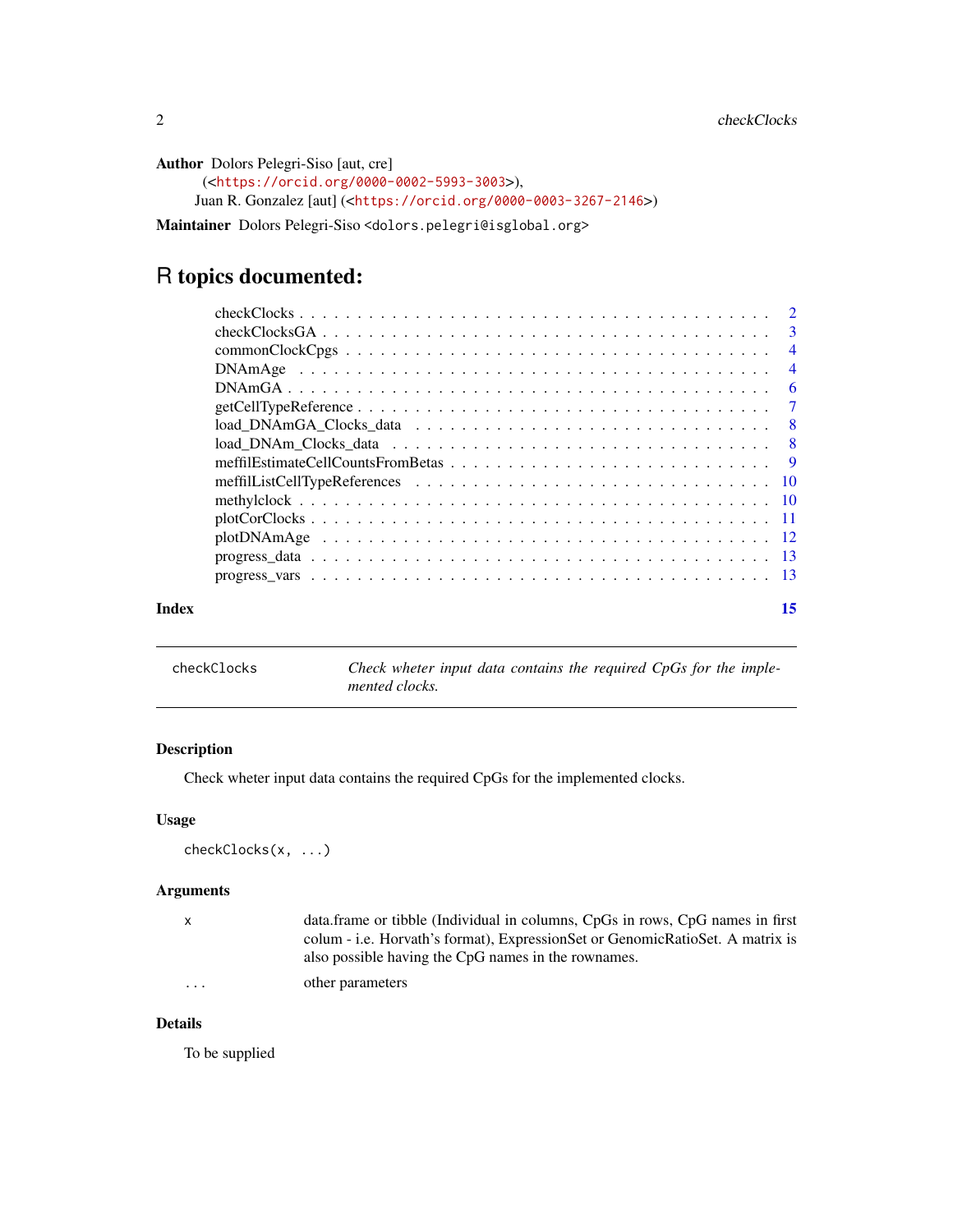**Author** Dolors Pelegri-Siso [aut, cre] (<https://orcid.org/0000-0002-5993-3003>), Juan R. Gonzalez [aut] (<https://orcid.org/0000-0003-3267-2146>)

**Maintainer** Dolors Pelegri-Siso <dolors.pelegri@isglobal.org>

# R topics documented:

- checkClocks . . . . . 2
- checkClocksGA . . . . . 3
- commonClockCpgs . . . . . 4
- DNAmAge . . . . . 4
- DNAmGA . . . . . 6
- getCellTypeReference . . . . . 7
- load_DNAmGA_Clocks_data . . . . . 8
- load_DNAm_Clocks_data . . . . . 8
- meffilEstimateCellCountsFromBetas . . . . . 9
- meffilListCellTypeReferences . . . . . 10
- methylclock . . . . . 10
- plotCorClocks . . . . . 11
- plotDNAmAge . . . . . 12
- progress_data . . . . . 13
- progress_vars . . . . . 13

**Index** 15

---

`checkClocks` *Check wheter input data contains the required CpGs for the implemented clocks.*

---

### Description

Check wheter input data contains the required CpGs for the implemented clocks.

### Usage

```
checkClocks(x, ...)
```

### Arguments

| | |
|---|---|
| `x` | data.frame or tibble (Individual in columns, CpGs in rows, CpG names in first colum - i.e. Horvath's format), ExpressionSet or GenomicRatioSet. A matrix is also possible having the CpG names in the rownames. |
| `...` | other parameters |

### Details

To be supplied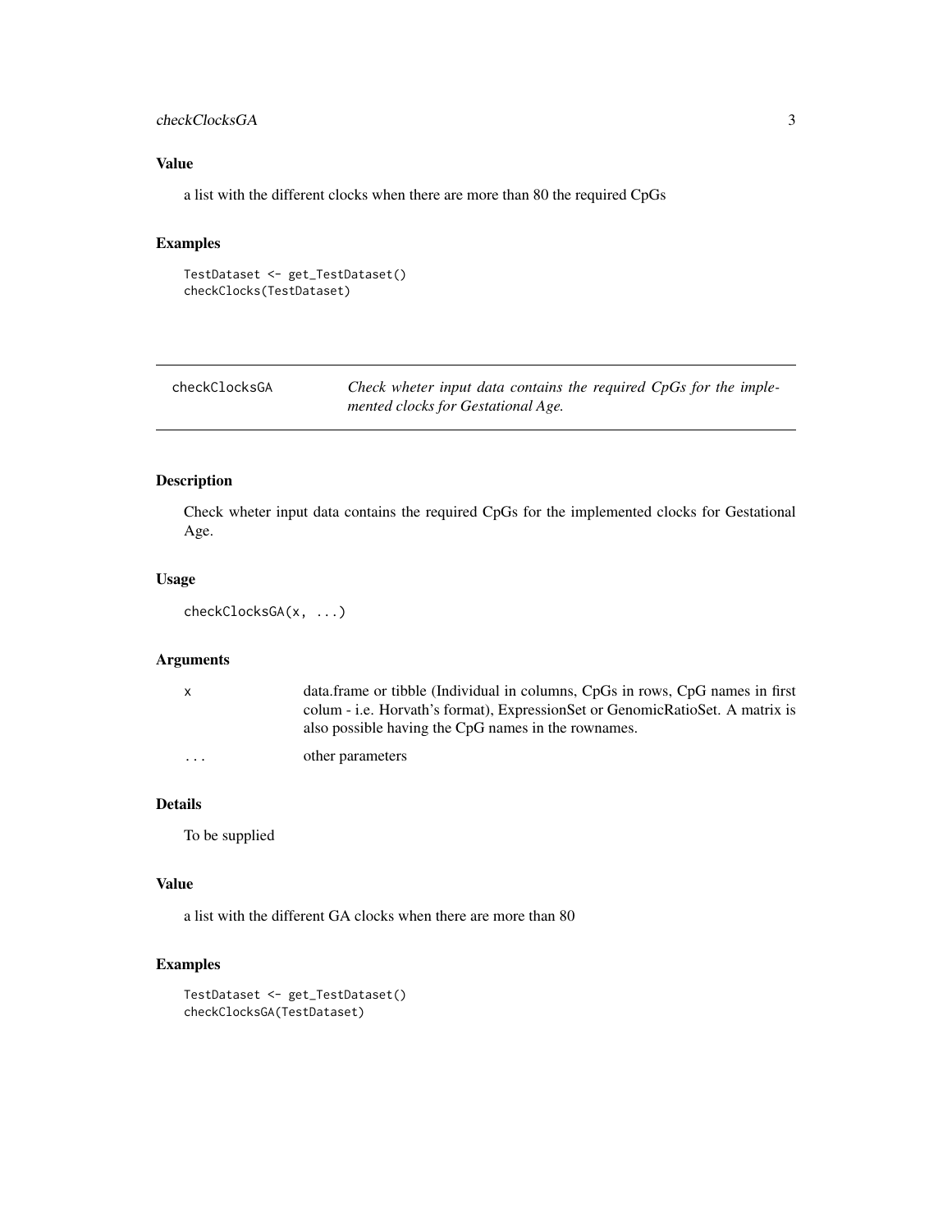### Value

a list with the different clocks when there are more than 80 the required CpGs

### Examples

```
TestDataset <- get_TestDataset()
checkClocks(TestDataset)
```

---

## checkClocksGA — *Check wheter input data contains the required CpGs for the implemented clocks for Gestational Age.*

---

### Description

Check wheter input data contains the required CpGs for the implemented clocks for Gestational Age.

### Usage

```
checkClocksGA(x, ...)
```

### Arguments

| | |
|---|---|
| x | data.frame or tibble (Individual in columns, CpGs in rows, CpG names in first colum - i.e. Horvath's format), ExpressionSet or GenomicRatioSet. A matrix is also possible having the CpG names in the rownames. |
| ... | other parameters |

### Details

To be supplied

### Value

a list with the different GA clocks when there are more than 80

### Examples

```
TestDataset <- get_TestDataset()
checkClocksGA(TestDataset)
```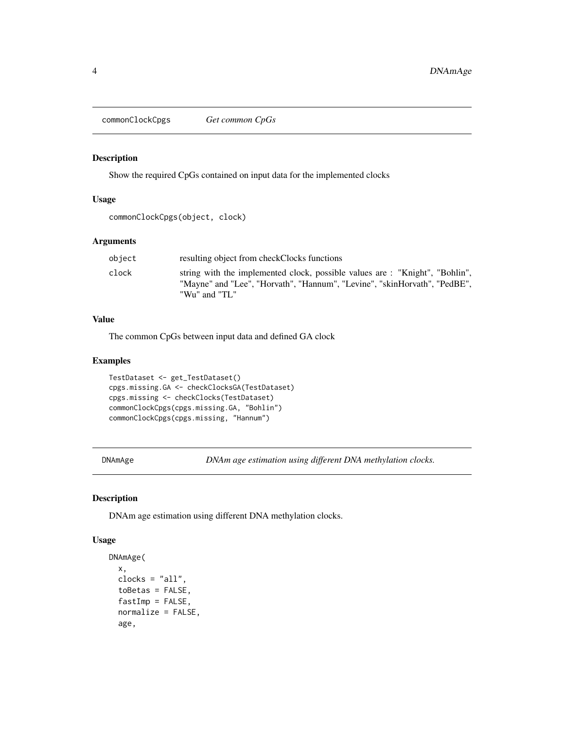## commonClockCpgs *Get common CpGs*

### Description

Show the required CpGs contained on input data for the implemented clocks

### Usage

```
commonClockCpgs(object, clock)
```

### Arguments

| | |
|---|---|
| object | resulting object from checkClocks functions |
| clock | string with the implemented clock, possible values are : "Knight", "Bohlin", "Mayne" and "Lee", "Horvath", "Hannum", "Levine", "skinHorvath", "PedBE", "Wu" and "TL" |

### Value

The common CpGs between input data and defined GA clock

### Examples

```
TestDataset <- get_TestDataset()
cpgs.missing.GA <- checkClocksGA(TestDataset)
cpgs.missing <- checkClocks(TestDataset)
commonClockCpgs(cpgs.missing.GA, "Bohlin")
commonClockCpgs(cpgs.missing, "Hannum")
```

## DNAmAge *DNAm age estimation using different DNA methylation clocks.*

### Description

DNAm age estimation using different DNA methylation clocks.

### Usage

```
DNAmAge(
  x,
  clocks = "all",
  toBetas = FALSE,
  fastImp = FALSE,
  normalize = FALSE,
  age,
```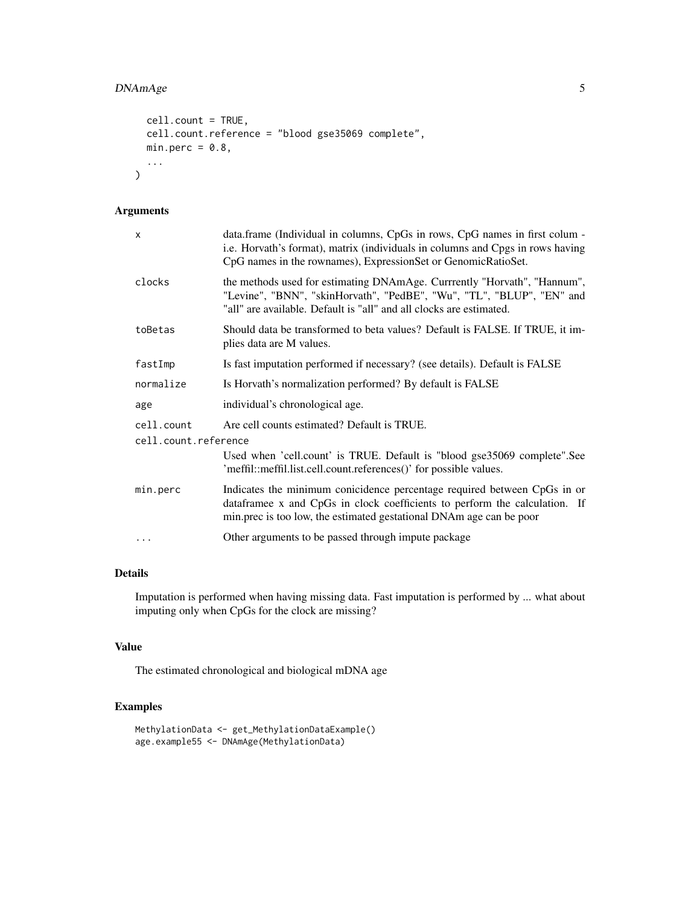```
  cell.count = TRUE,
  cell.count.reference = "blood gse35069 complete",
  min.perc = 0.8,
  ...
)
```

## Arguments

| | |
|---|---|
| x | data.frame (Individual in columns, CpGs in rows, CpG names in first colum - i.e. Horvath's format), matrix (individuals in columns and Cpgs in rows having CpG names in the rownames), ExpressionSet or GenomicRatioSet. |
| clocks | the methods used for estimating DNAmAge. Currrently "Horvath", "Hannum", "Levine", "BNN", "skinHorvath", "PedBE", "Wu", "TL", "BLUP", "EN" and "all" are available. Default is "all" and all clocks are estimated. |
| toBetas | Should data be transformed to beta values? Default is FALSE. If TRUE, it implies data are M values. |
| fastImp | Is fast imputation performed if necessary? (see details). Default is FALSE |
| normalize | Is Horvath's normalization performed? By default is FALSE |
| age | individual's chronological age. |
| cell.count | Are cell counts estimated? Default is TRUE. |
| cell.count.reference | Used when 'cell.count' is TRUE. Default is "blood gse35069 complete".See 'meffil::meffil.list.cell.count.references()' for possible values. |
| min.perc | Indicates the minimum conicidence percentage required between CpGs in or dataframee x and CpGs in clock coefficients to perform the calculation. If min.prec is too low, the estimated gestational DNAm age can be poor |
| ... | Other arguments to be passed through impute package |

## Details

Imputation is performed when having missing data. Fast imputation is performed by ... what about imputing only when CpGs for the clock are missing?

## Value

The estimated chronological and biological mDNA age

## Examples

```
MethylationData <- get_MethylationDataExample()
age.example55 <- DNAmAge(MethylationData)
```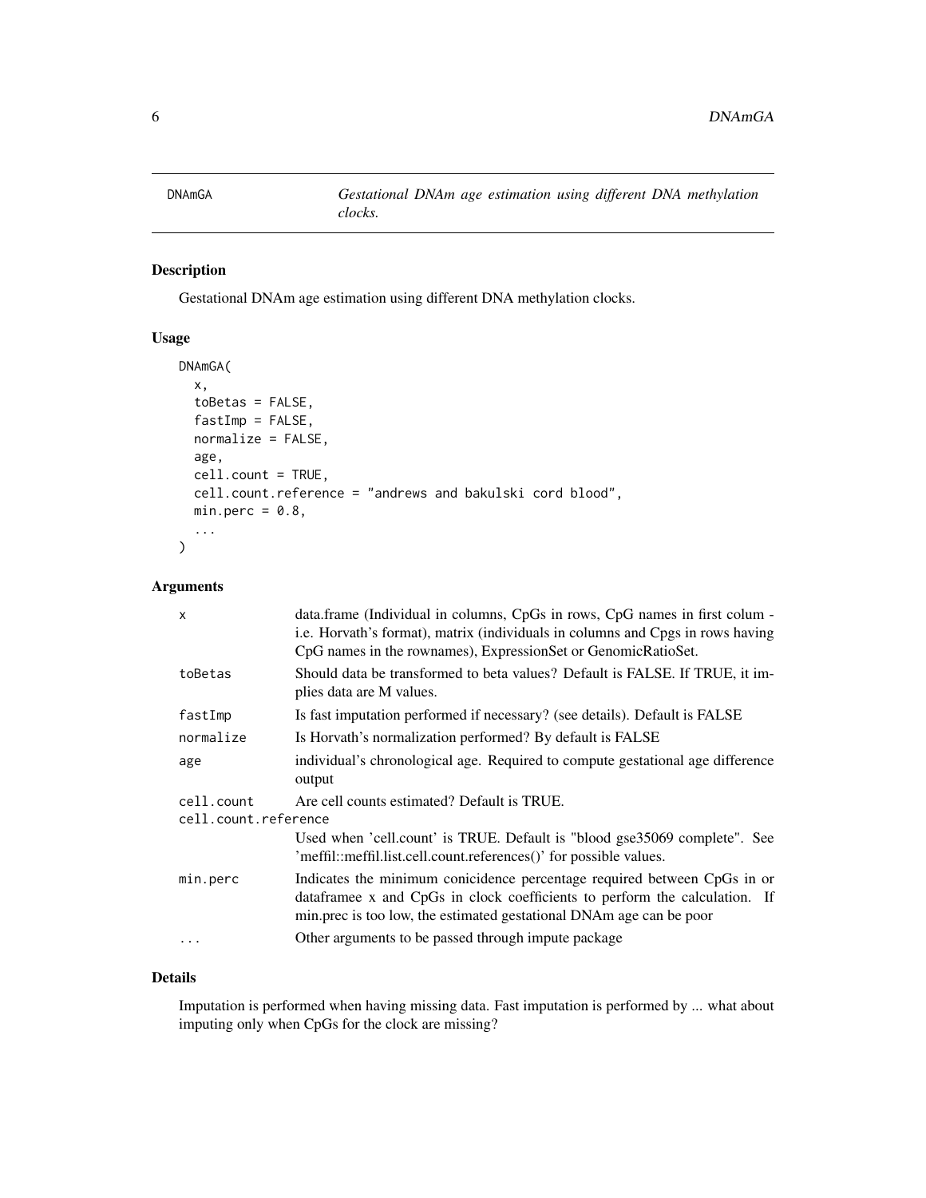# DNAmGA — *Gestational DNAm age estimation using different DNA methylation clocks.*

## Description

Gestational DNAm age estimation using different DNA methylation clocks.

## Usage

```
DNAmGA(
  x,
  toBetas = FALSE,
  fastImp = FALSE,
  normalize = FALSE,
  age,
  cell.count = TRUE,
  cell.count.reference = "andrews and bakulski cord blood",
  min.perc = 0.8,
  ...
)
```

## Arguments

| Argument | Description |
|---|---|
| `x` | data.frame (Individual in columns, CpGs in rows, CpG names in first colum - i.e. Horvath's format), matrix (individuals in columns and Cpgs in rows having CpG names in the rownames), ExpressionSet or GenomicRatioSet. |
| `toBetas` | Should data be transformed to beta values? Default is FALSE. If TRUE, it implies data are M values. |
| `fastImp` | Is fast imputation performed if necessary? (see details). Default is FALSE |
| `normalize` | Is Horvath's normalization performed? By default is FALSE |
| `age` | individual's chronological age. Required to compute gestational age difference output |
| `cell.count` | Are cell counts estimated? Default is TRUE. |
| `cell.count.reference` | Used when 'cell.count' is TRUE. Default is "blood gse35069 complete". See 'meffil::meffil.list.cell.count.references()' for possible values. |
| `min.perc` | Indicates the minimum conicidence percentage required between CpGs in or dataframee x and CpGs in clock coefficients to perform the calculation. If min.prec is too low, the estimated gestational DNAm age can be poor |
| `...` | Other arguments to be passed through impute package |

## Details

Imputation is performed when having missing data. Fast imputation is performed by ... what about imputing only when CpGs for the clock are missing?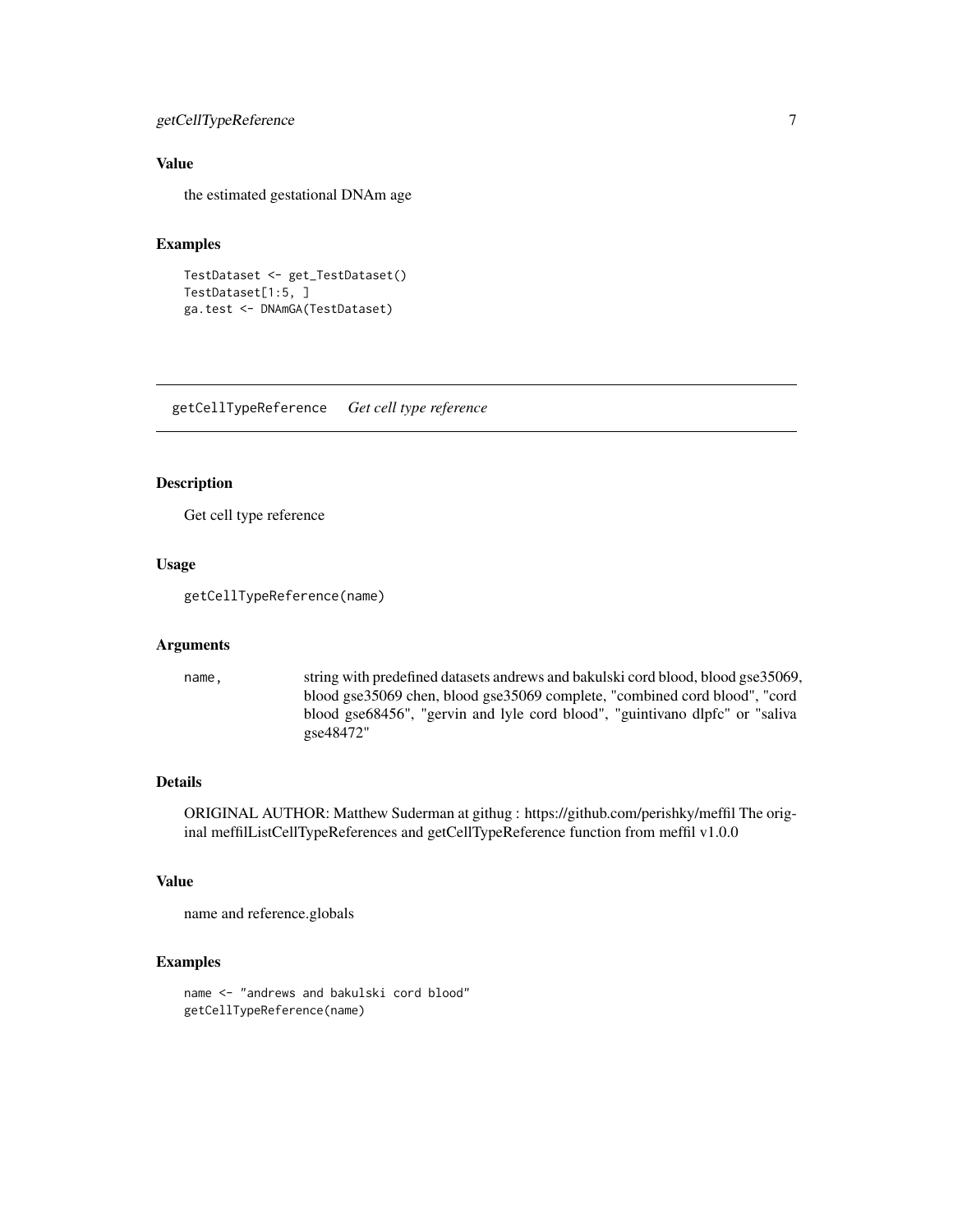## Value

the estimated gestational DNAm age

## Examples

```
TestDataset <- get_TestDataset()
TestDataset[1:5, ]
ga.test <- DNAmGA(TestDataset)
```

---

# getCellTypeReference    *Get cell type reference*

---

## Description

Get cell type reference

## Usage

```
getCellTypeReference(name)
```

## Arguments

| | |
|---|---|
| name, | string with predefined datasets andrews and bakulski cord blood, blood gse35069, blood gse35069 chen, blood gse35069 complete, "combined cord blood", "cord blood gse68456", "gervin and lyle cord blood", "guintivano dlpfc" or "saliva gse48472" |

## Details

ORIGINAL AUTHOR: Matthew Suderman at githug : https://github.com/perishky/meffil The original meffilListCellTypeReferences and getCellTypeReference function from meffil v1.0.0

## Value

name and reference.globals

## Examples

```
name <- "andrews and bakulski cord blood"
getCellTypeReference(name)
```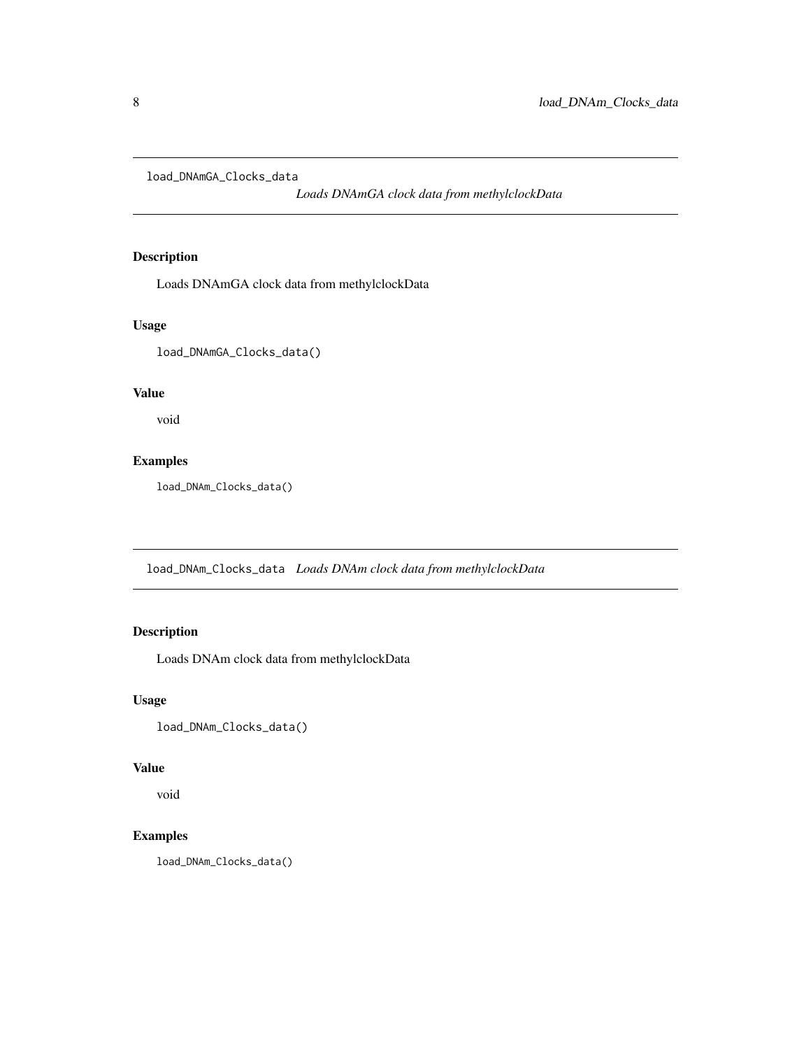## load_DNAmGA_Clocks_data *Loads DNAmGA clock data from methylclockData*

### Description

Loads DNAmGA clock data from methylclockData

### Usage

```
load_DNAmGA_Clocks_data()
```

### Value

void

### Examples

```
load_DNAm_Clocks_data()
```

## load_DNAm_Clocks_data *Loads DNAm clock data from methylclockData*

### Description

Loads DNAm clock data from methylclockData

### Usage

```
load_DNAm_Clocks_data()
```

### Value

void

### Examples

```
load_DNAm_Clocks_data()
```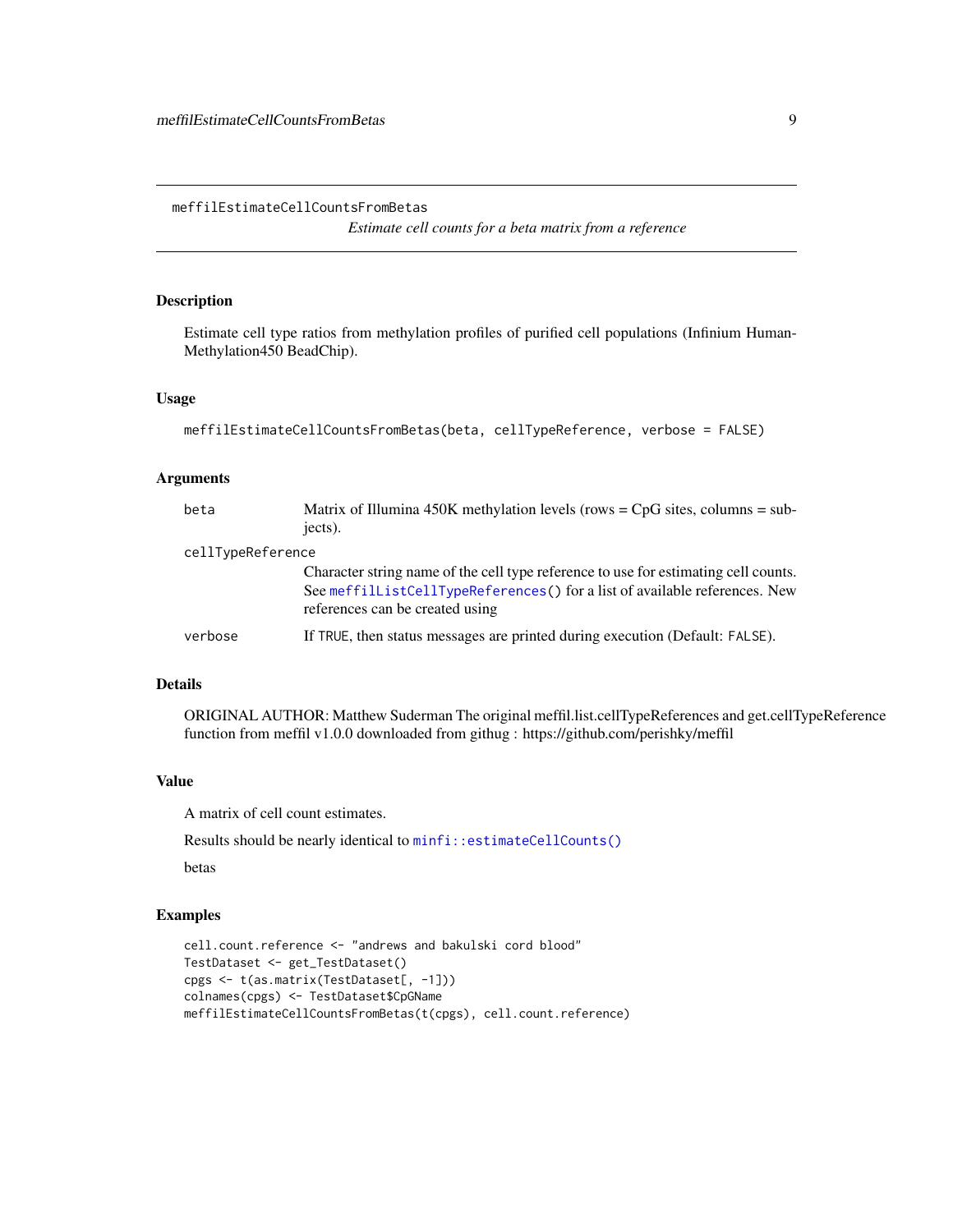# meffilEstimateCellCountsFromBetas

*Estimate cell counts for a beta matrix from a reference*

## Description

Estimate cell type ratios from methylation profiles of purified cell populations (Infinium HumanMethylation450 BeadChip).

## Usage

```
meffilEstimateCellCountsFromBetas(beta, cellTypeReference, verbose = FALSE)
```

## Arguments

| | |
|---|---|
| beta | Matrix of Illumina 450K methylation levels (rows = CpG sites, columns = subjects). |
| cellTypeReference | Character string name of the cell type reference to use for estimating cell counts. See meffilListCellTypeReferences() for a list of available references. New references can be created using |
| verbose | If TRUE, then status messages are printed during execution (Default: FALSE). |

## Details

ORIGINAL AUTHOR: Matthew Suderman The original meffil.list.cellTypeReferences and get.cellTypeReference function from meffil v1.0.0 downloaded from githug : https://github.com/perishky/meffil

## Value

A matrix of cell count estimates.

Results should be nearly identical to minfi::estimateCellCounts()

betas

## Examples

```
cell.count.reference <- "andrews and bakulski cord blood"
TestDataset <- get_TestDataset()
cpgs <- t(as.matrix(TestDataset[, -1]))
colnames(cpgs) <- TestDataset$CpGName
meffilEstimateCellCountsFromBetas(t(cpgs), cell.count.reference)
```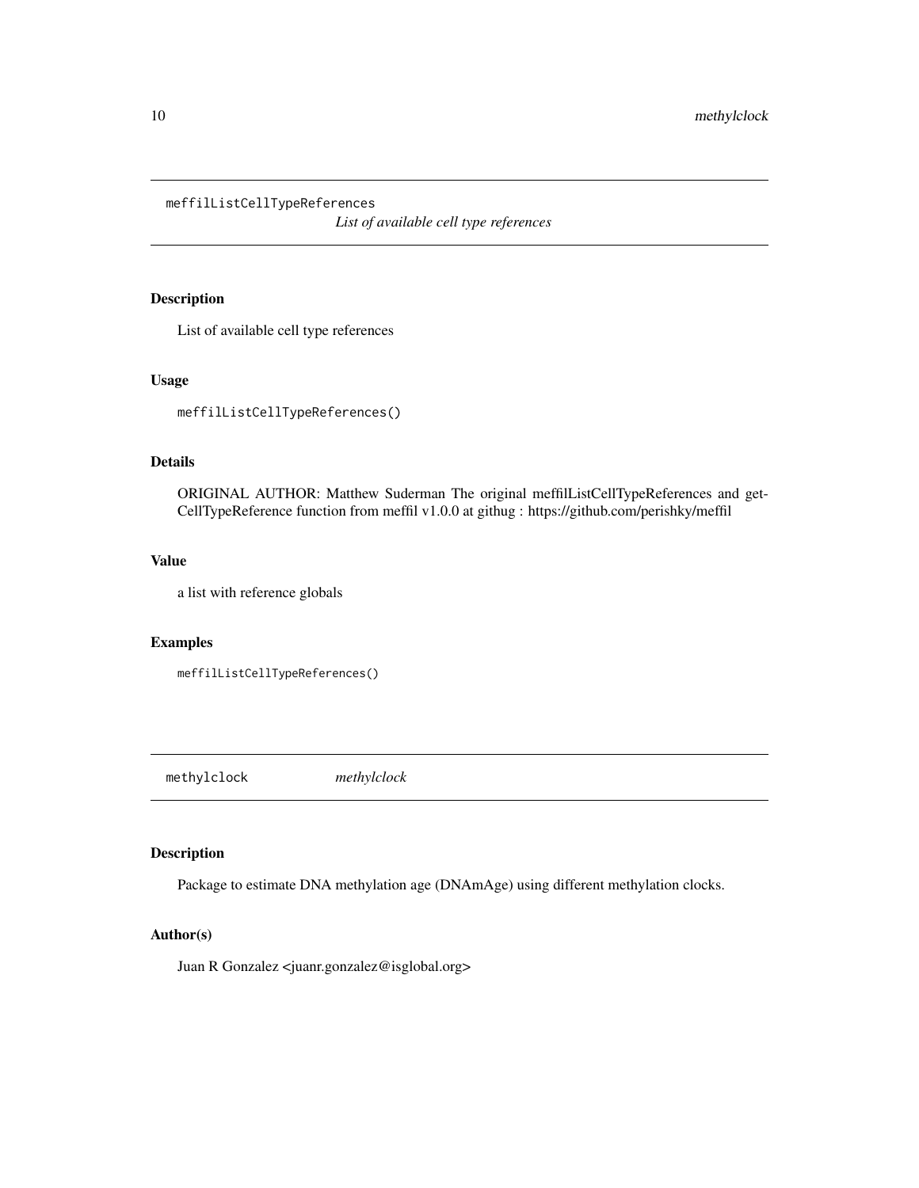## meffilListCellTypeReferences — *List of available cell type references*

### Description

List of available cell type references

### Usage

```
meffilListCellTypeReferences()
```

### Details

ORIGINAL AUTHOR: Matthew Suderman The original meffilListCellTypeReferences and get-CellTypeReference function from meffil v1.0.0 at githug : https://github.com/perishky/meffil

### Value

a list with reference globals

### Examples

```
meffilListCellTypeReferences()
```

## methylclock — *methylclock*

### Description

Package to estimate DNA methylation age (DNAmAge) using different methylation clocks.

### Author(s)

Juan R Gonzalez <juanr.gonzalez@isglobal.org>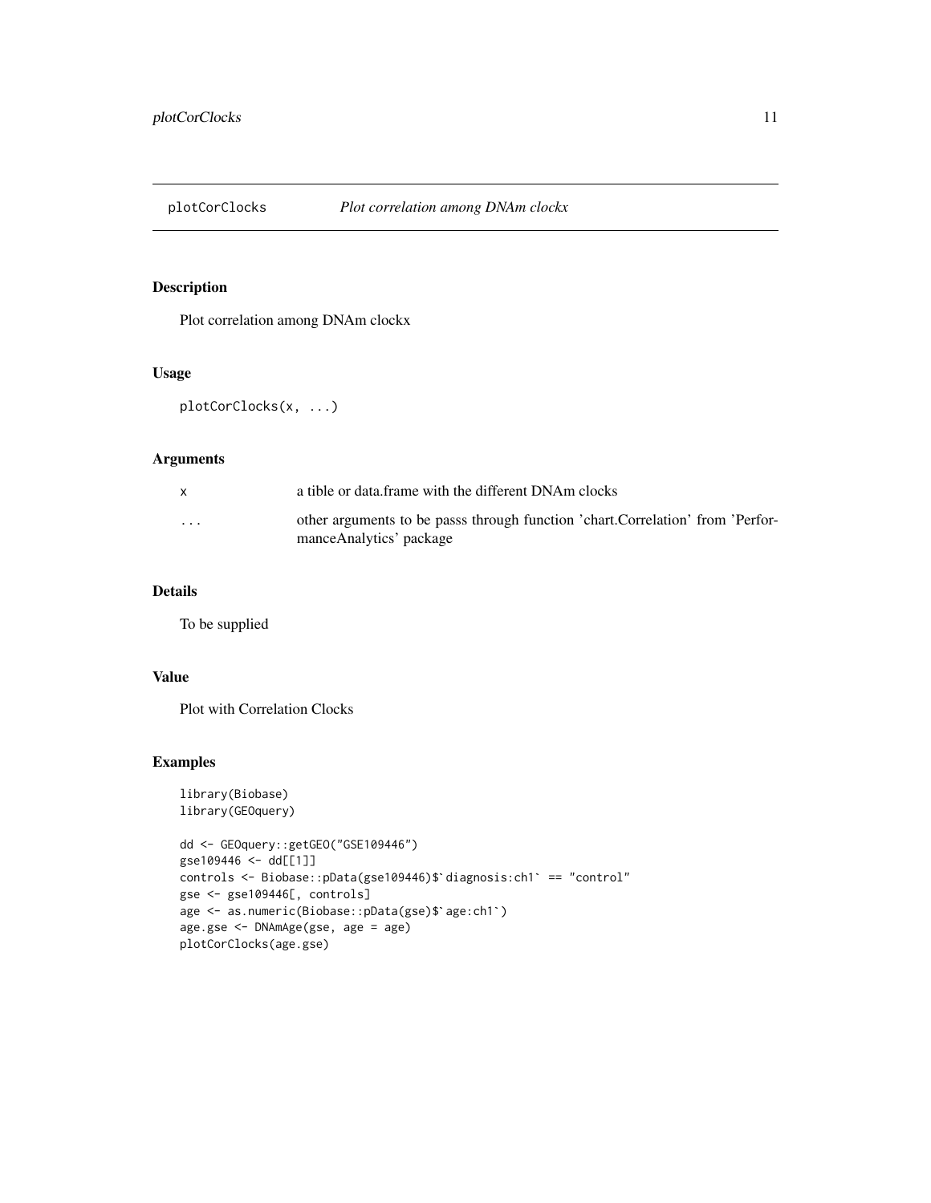# plotCorClocks — *Plot correlation among DNAm clockx*

## Description

Plot correlation among DNAm clockx

## Usage

```
plotCorClocks(x, ...)
```

## Arguments

| | |
|---|---|
| x | a tible or data.frame with the different DNAm clocks |
| ... | other arguments to be passs through function 'chart.Correlation' from 'PerformanceAnalytics' package |

## Details

To be supplied

## Value

Plot with Correlation Clocks

## Examples

```
library(Biobase)
library(GEOquery)

dd <- GEOquery::getGEO("GSE109446")
gse109446 <- dd[[1]]
controls <- Biobase::pData(gse109446)$`diagnosis:ch1` == "control"
gse <- gse109446[, controls]
age <- as.numeric(Biobase::pData(gse)$`age:ch1`)
age.gse <- DNAmAge(gse, age = age)
plotCorClocks(age.gse)
```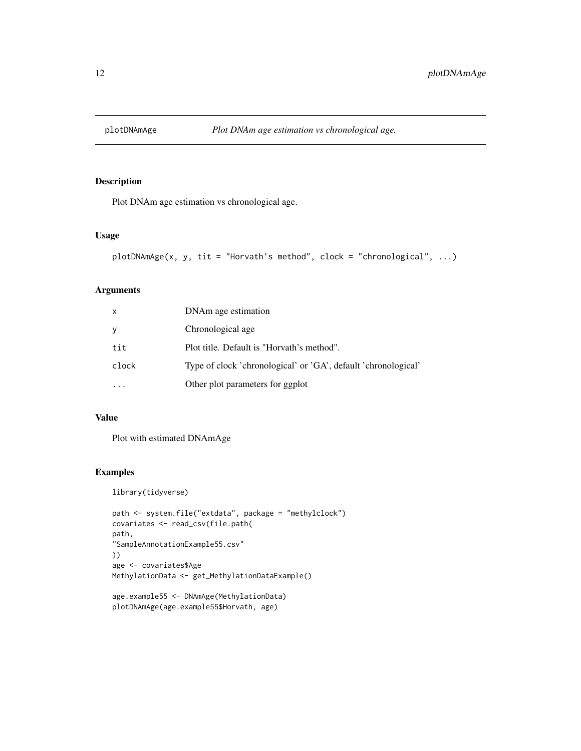# plotDNAmAge — *Plot DNAm age estimation vs chronological age.*

## Description

Plot DNAm age estimation vs chronological age.

## Usage

```
plotDNAmAge(x, y, tit = "Horvath's method", clock = "chronological", ...)
```

## Arguments

| | |
|---|---|
| `x` | DNAm age estimation |
| `y` | Chronological age |
| `tit` | Plot title. Default is "Horvath's method". |
| `clock` | Type of clock 'chronological' or 'GA', default 'chronological' |
| `...` | Other plot parameters for ggplot |

## Value

Plot with estimated DNAmAge

## Examples

```
library(tidyverse)

path <- system.file("extdata", package = "methylclock")
covariates <- read_csv(file.path(
path,
"SampleAnnotationExample55.csv"
))
age <- covariates$Age
MethylationData <- get_MethylationDataExample()

age.example55 <- DNAmAge(MethylationData)
plotDNAmAge(age.example55$Horvath, age)
```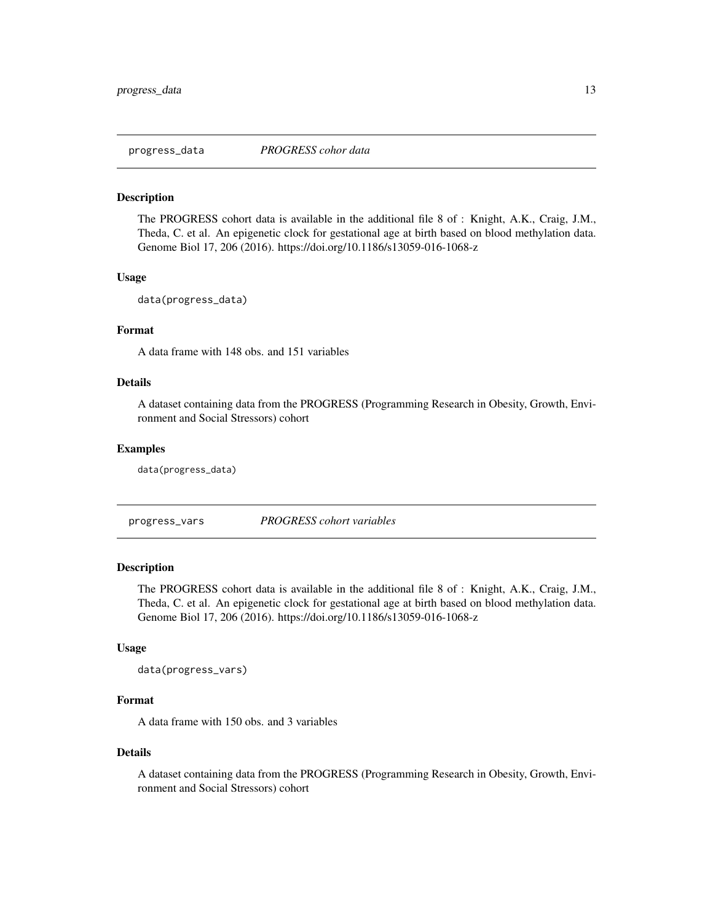## progress_data *PROGRESS cohor data*

### Description

The PROGRESS cohort data is available in the additional file 8 of : Knight, A.K., Craig, J.M., Theda, C. et al. An epigenetic clock for gestational age at birth based on blood methylation data. Genome Biol 17, 206 (2016). https://doi.org/10.1186/s13059-016-1068-z

### Usage

```
data(progress_data)
```

### Format

A data frame with 148 obs. and 151 variables

### Details

A dataset containing data from the PROGRESS (Programming Research in Obesity, Growth, Environment and Social Stressors) cohort

### Examples

```
data(progress_data)
```

## progress_vars *PROGRESS cohort variables*

### Description

The PROGRESS cohort data is available in the additional file 8 of : Knight, A.K., Craig, J.M., Theda, C. et al. An epigenetic clock for gestational age at birth based on blood methylation data. Genome Biol 17, 206 (2016). https://doi.org/10.1186/s13059-016-1068-z

### Usage

```
data(progress_vars)
```

### Format

A data frame with 150 obs. and 3 variables

### Details

A dataset containing data from the PROGRESS (Programming Research in Obesity, Growth, Environment and Social Stressors) cohort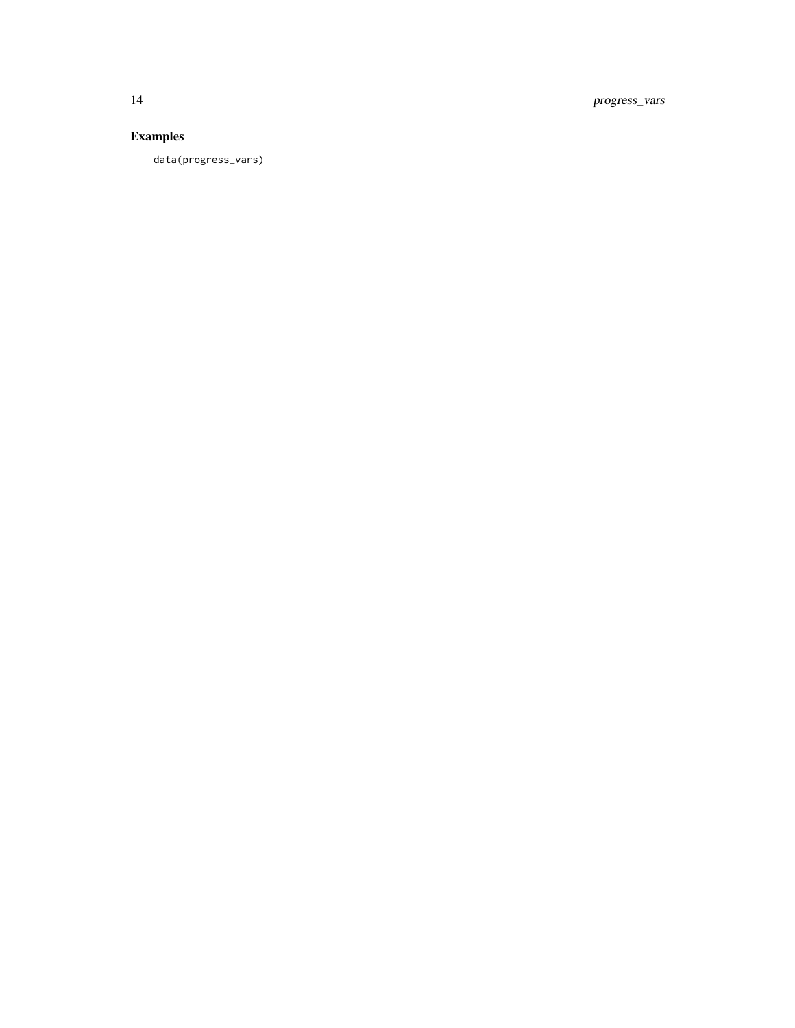## Examples

```
data(progress_vars)
```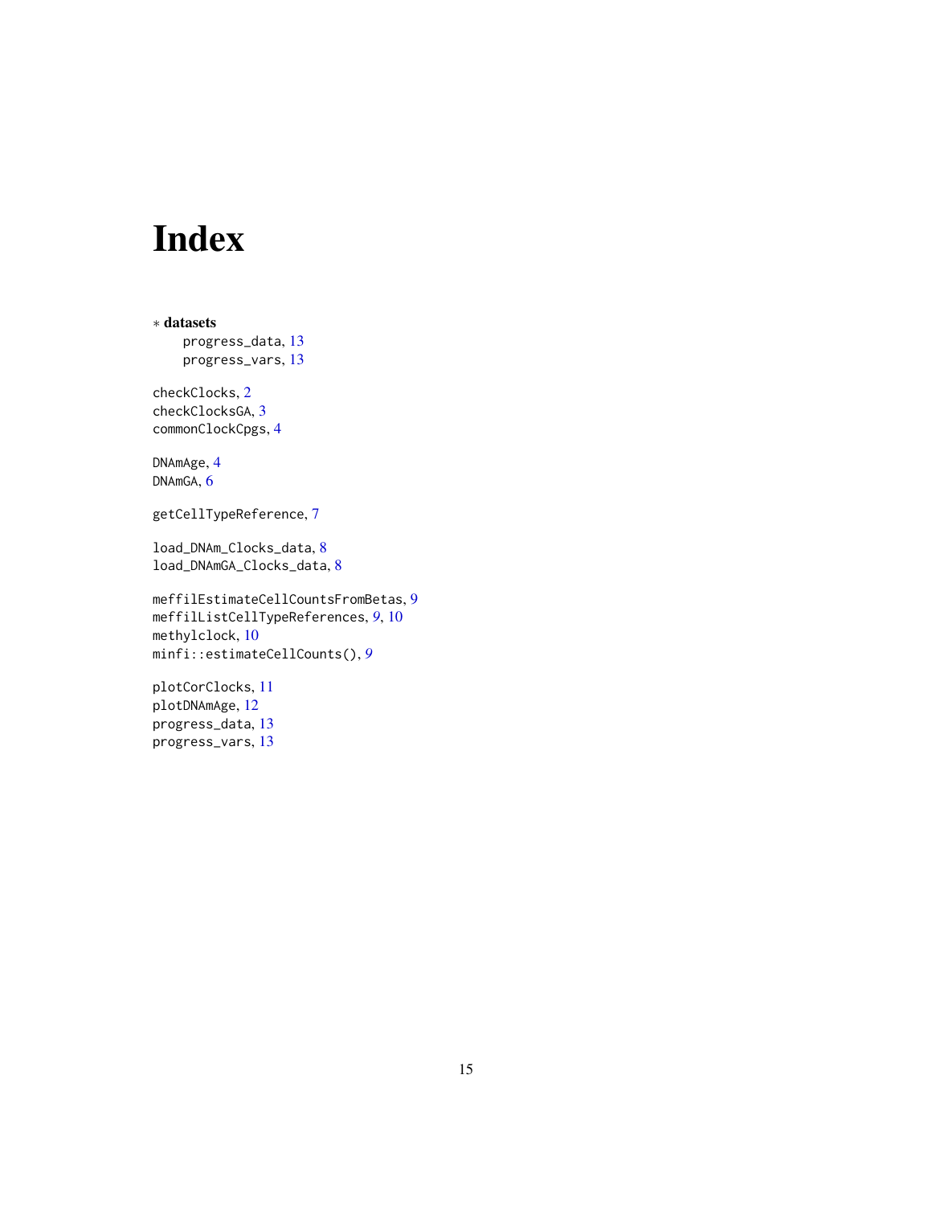# Index

∗ **datasets**
  progress_data, 13
  progress_vars, 13

checkClocks, 2
checkClocksGA, 3
commonClockCpgs, 4

DNAmAge, 4
DNAmGA, 6

getCellTypeReference, 7

load_DNAm_Clocks_data, 8
load_DNAmGA_Clocks_data, 8

meffilEstimateCellCountsFromBetas, 9
meffilListCellTypeReferences, *9*, 10
methylclock, 10
minfi::estimateCellCounts(), *9*

plotCorClocks, 11
plotDNAmAge, 12
progress_data, 13
progress_vars, 13